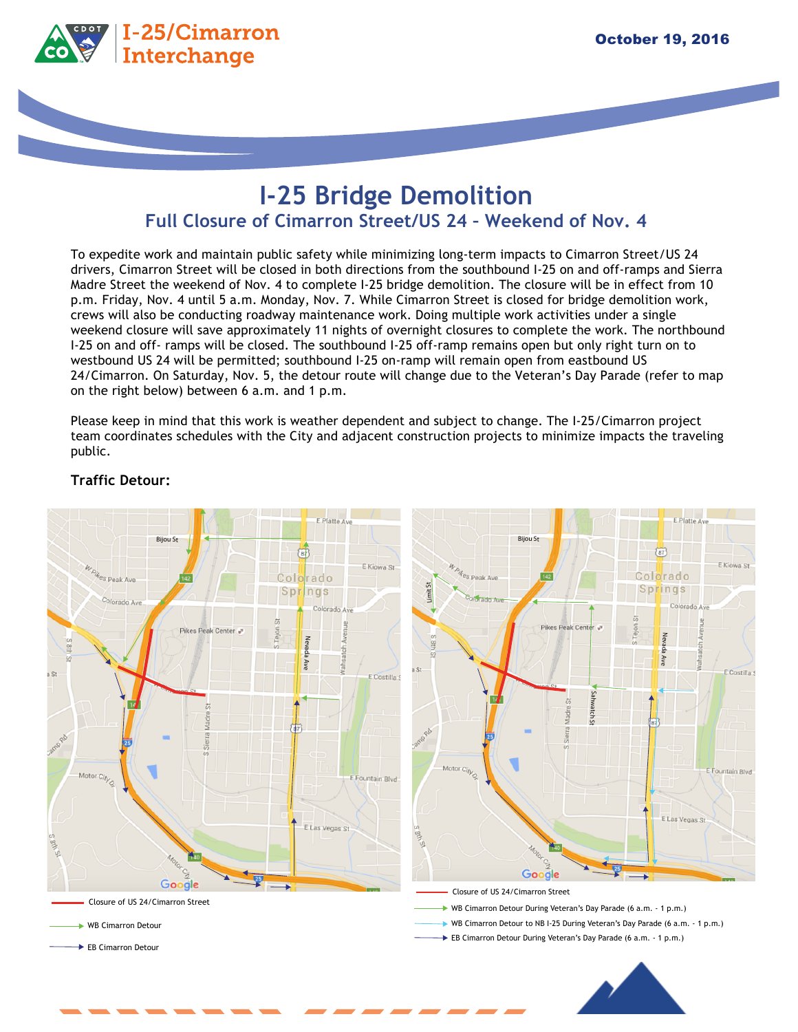# I-25/Cimarron Interchange

October 19, 2016

# I-25 Bridge Demolition

## Full Closure of Cimarron Street/US 24 – Weekend of Nov. 4

To expedite work and maintain public safety while minimizing long-term impacts to Cimarron Street/US 24 drivers, Cimarron Street will be closed in both directions from the southbound I-25 on and off-ramps and Sierra Madre Street the weekend of Nov. 4 to complete I-25 bridge demolition. The closure will be in effect from 10 p.m. Friday, Nov. 4 until 5 a.m. Monday, Nov. 7. While Cimarron Street is closed for bridge demolition work, crews will also be conducting roadway maintenance work. Doing multiple work activities under a single weekend closure will save approximately 11 nights of overnight closures to complete the work. The northbound I-25 on and off- ramps will be closed. The southbound I-25 off-ramp remains open but only right turn on to westbound US 24 will be permitted; southbound I-25 on-ramp will remain open from eastbound US 24/Cimarron. On Saturday, Nov. 5, the detour route will change due to the Veteran's Day Parade (refer to map on the right below) between 6 a.m. and 1 p.m.

Please keep in mind that this work is weather dependent and subject to change. The I-25/Cimarron project team coordinates schedules with the City and adjacent construction projects to minimize impacts the traveling public.

**Traffic Detour:**

Closure of US 24/Cimarron Street

WB Cimarron Detour

EB Cimarron Detour

Closure of US 24/Cimarron Street

WB Cimarron Detour During Veteran's Day Parade (6 a.m. - 1 p.m.)

WB Cimarron Detour to NB I-25 During Veteran's Day Parade (6 a.m. - 1 p.m.)

EB Cimarron Detour During Veteran's Day Parade (6 a.m. - 1 p.m.)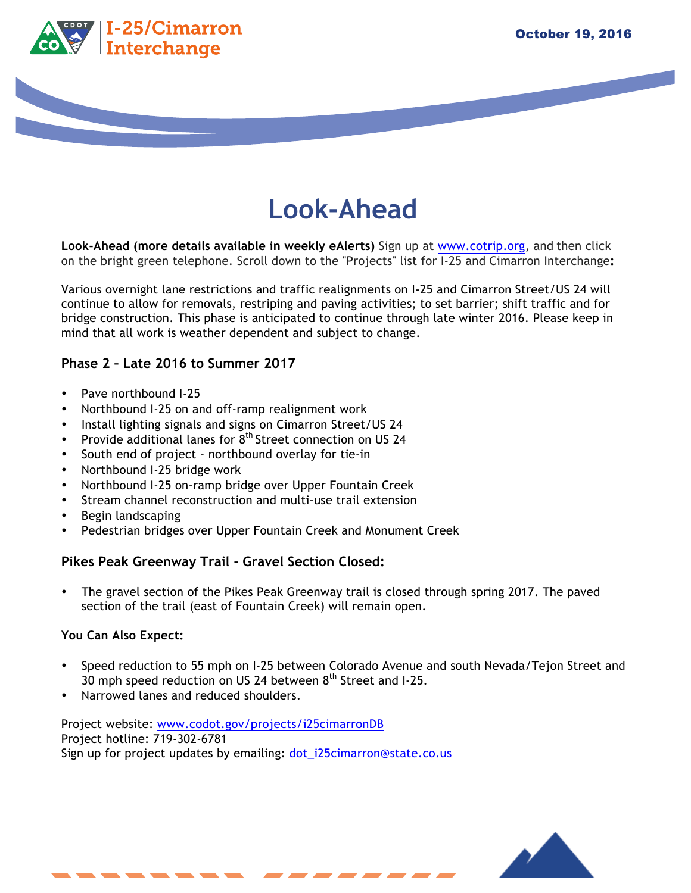I-25/Cimarron Interchange

October 19, 2016

# Look-Ahead

**Look-Ahead (more details available in weekly eAlerts)** Sign up at [www.cotrip.org](http://www.cotrip.org), and then click on the bright green telephone. Scroll down to the "Projects" list for I-25 and Cimarron Interchange**:**

Various overnight lane restrictions and traffic realignments on I-25 and Cimarron Street/US 24 will continue to allow for removals, restriping and paving activities; to set barrier; shift traffic and for bridge construction. This phase is anticipated to continue through late winter 2016. Please keep in mind that all work is weather dependent and subject to change.

### Phase 2 – Late 2016 to Summer 2017

- Pave northbound I-25
- Northbound I-25 on and off-ramp realignment work
- Install lighting signals and signs on Cimarron Street/US 24
- Provide additional lanes for 8th Street connection on US 24
- South end of project - northbound overlay for tie-in
- Northbound I-25 bridge work
- Northbound I-25 on-ramp bridge over Upper Fountain Creek
- Stream channel reconstruction and multi-use trail extension
- Begin landscaping
- Pedestrian bridges over Upper Fountain Creek and Monument Creek

### Pikes Peak Greenway Trail - Gravel Section Closed:

- The gravel section of the Pikes Peak Greenway trail is closed through spring 2017. The paved section of the trail (east of Fountain Creek) will remain open.

**You Can Also Expect:**

- Speed reduction to 55 mph on I-25 between Colorado Avenue and south Nevada/Tejon Street and 30 mph speed reduction on US 24 between 8th Street and I-25.
- Narrowed lanes and reduced shoulders.

Project website: [www.codot.gov/projects/i25cimarronDB](http://www.codot.gov/projects/i25cimarronDB)
Project hotline: 719-302-6781
Sign up for project updates by emailing: [dot_i25cimarron@state.co.us](mailto:dot_i25cimarron@state.co.us)